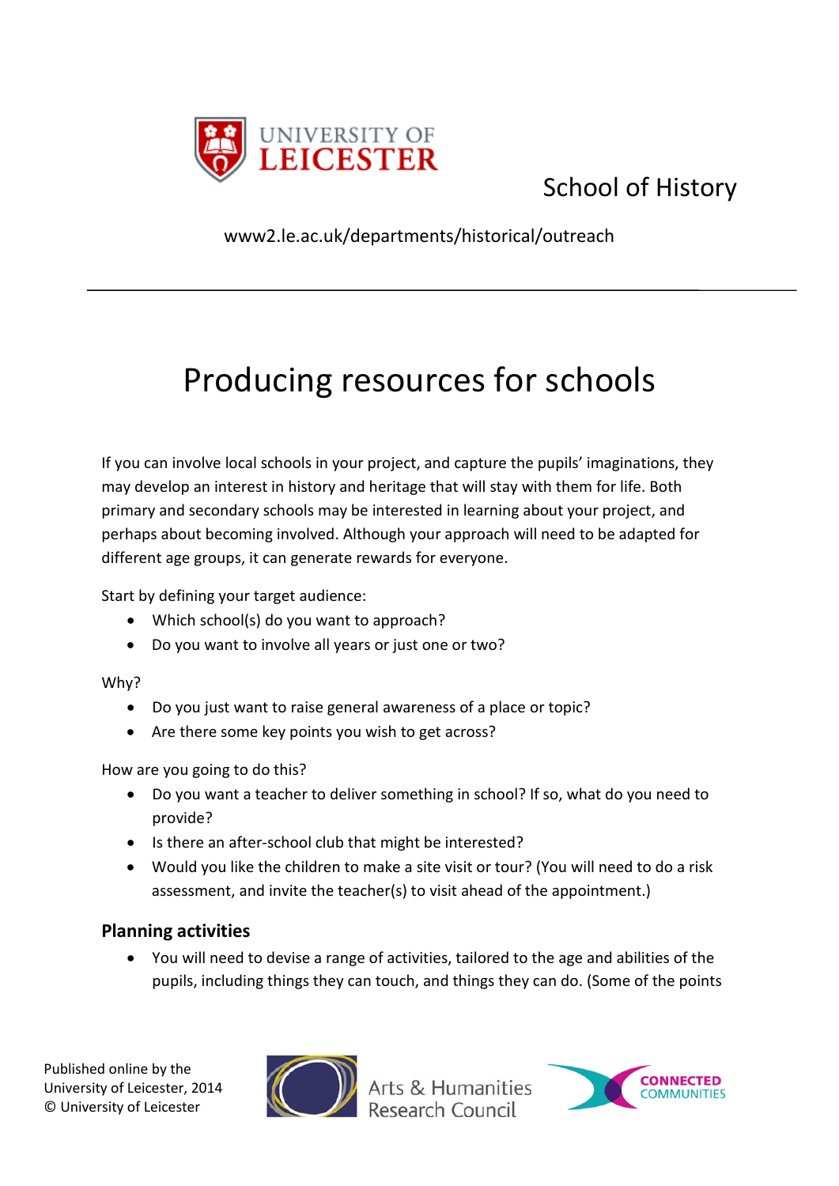UNIVERSITY OF LEICESTER

School of History

www2.le.ac.uk/departments/historical/outreach

---

# Producing resources for schools

If you can involve local schools in your project, and capture the pupils' imaginations, they may develop an interest in history and heritage that will stay with them for life. Both primary and secondary schools may be interested in learning about your project, and perhaps about becoming involved. Although your approach will need to be adapted for different age groups, it can generate rewards for everyone.

Start by defining your target audience:

- Which school(s) do you want to approach?
- Do you want to involve all years or just one or two?

Why?

- Do you just want to raise general awareness of a place or topic?
- Are there some key points you wish to get across?

How are you going to do this?

- Do you want a teacher to deliver something in school? If so, what do you need to provide?
- Is there an after-school club that might be interested?
- Would you like the children to make a site visit or tour? (You will need to do a risk assessment, and invite the teacher(s) to visit ahead of the appointment.)

## Planning activities

- You will need to devise a range of activities, tailored to the age and abilities of the pupils, including things they can touch, and things they can do. (Some of the points

Published online by the University of Leicester, 2014
© University of Leicester

Arts & Humanities Research Council

CONNECTED COMMUNITIES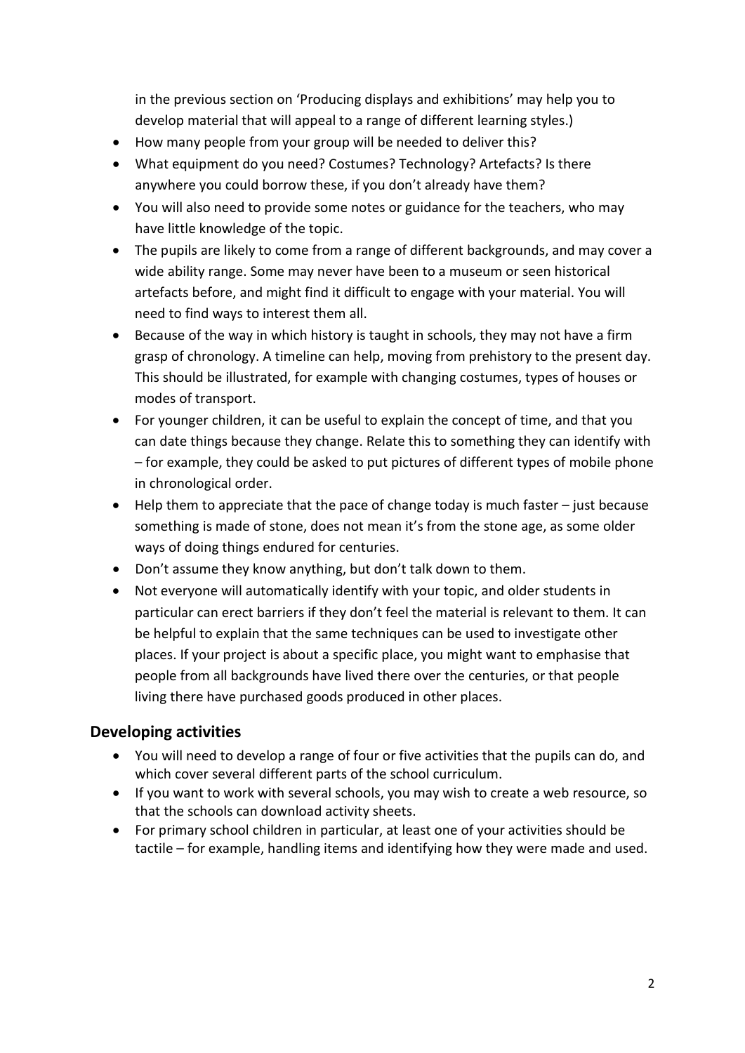in the previous section on 'Producing displays and exhibitions' may help you to develop material that will appeal to a range of different learning styles.)

- How many people from your group will be needed to deliver this?
- What equipment do you need? Costumes? Technology? Artefacts? Is there anywhere you could borrow these, if you don't already have them?
- You will also need to provide some notes or guidance for the teachers, who may have little knowledge of the topic.
- The pupils are likely to come from a range of different backgrounds, and may cover a wide ability range. Some may never have been to a museum or seen historical artefacts before, and might find it difficult to engage with your material. You will need to find ways to interest them all.
- Because of the way in which history is taught in schools, they may not have a firm grasp of chronology. A timeline can help, moving from prehistory to the present day. This should be illustrated, for example with changing costumes, types of houses or modes of transport.
- For younger children, it can be useful to explain the concept of time, and that you can date things because they change. Relate this to something they can identify with – for example, they could be asked to put pictures of different types of mobile phone in chronological order.
- Help them to appreciate that the pace of change today is much faster – just because something is made of stone, does not mean it's from the stone age, as some older ways of doing things endured for centuries.
- Don't assume they know anything, but don't talk down to them.
- Not everyone will automatically identify with your topic, and older students in particular can erect barriers if they don't feel the material is relevant to them. It can be helpful to explain that the same techniques can be used to investigate other places. If your project is about a specific place, you might want to emphasise that people from all backgrounds have lived there over the centuries, or that people living there have purchased goods produced in other places.

## Developing activities

- You will need to develop a range of four or five activities that the pupils can do, and which cover several different parts of the school curriculum.
- If you want to work with several schools, you may wish to create a web resource, so that the schools can download activity sheets.
- For primary school children in particular, at least one of your activities should be tactile – for example, handling items and identifying how they were made and used.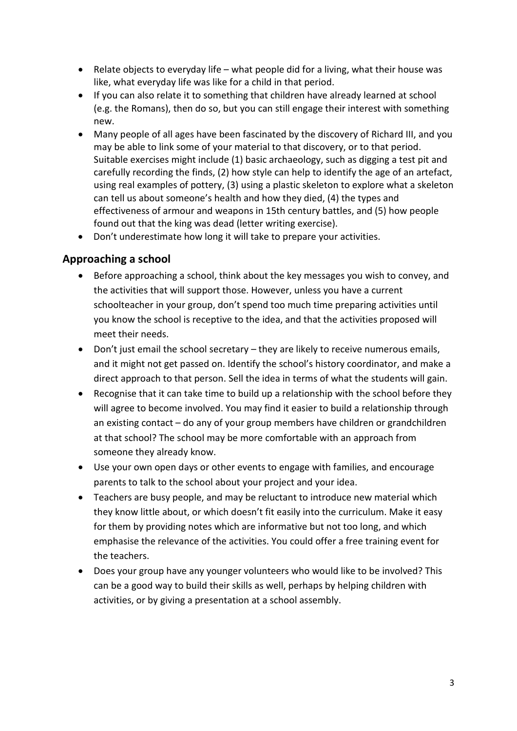- Relate objects to everyday life – what people did for a living, what their house was like, what everyday life was like for a child in that period.
- If you can also relate it to something that children have already learned at school (e.g. the Romans), then do so, but you can still engage their interest with something new.
- Many people of all ages have been fascinated by the discovery of Richard III, and you may be able to link some of your material to that discovery, or to that period. Suitable exercises might include (1) basic archaeology, such as digging a test pit and carefully recording the finds, (2) how style can help to identify the age of an artefact, using real examples of pottery, (3) using a plastic skeleton to explore what a skeleton can tell us about someone's health and how they died, (4) the types and effectiveness of armour and weapons in 15th century battles, and (5) how people found out that the king was dead (letter writing exercise).
- Don't underestimate how long it will take to prepare your activities.

## Approaching a school

- Before approaching a school, think about the key messages you wish to convey, and the activities that will support those. However, unless you have a current schoolteacher in your group, don't spend too much time preparing activities until you know the school is receptive to the idea, and that the activities proposed will meet their needs.
- Don't just email the school secretary – they are likely to receive numerous emails, and it might not get passed on. Identify the school's history coordinator, and make a direct approach to that person. Sell the idea in terms of what the students will gain.
- Recognise that it can take time to build up a relationship with the school before they will agree to become involved. You may find it easier to build a relationship through an existing contact – do any of your group members have children or grandchildren at that school? The school may be more comfortable with an approach from someone they already know.
- Use your own open days or other events to engage with families, and encourage parents to talk to the school about your project and your idea.
- Teachers are busy people, and may be reluctant to introduce new material which they know little about, or which doesn't fit easily into the curriculum. Make it easy for them by providing notes which are informative but not too long, and which emphasise the relevance of the activities. You could offer a free training event for the teachers.
- Does your group have any younger volunteers who would like to be involved? This can be a good way to build their skills as well, perhaps by helping children with activities, or by giving a presentation at a school assembly.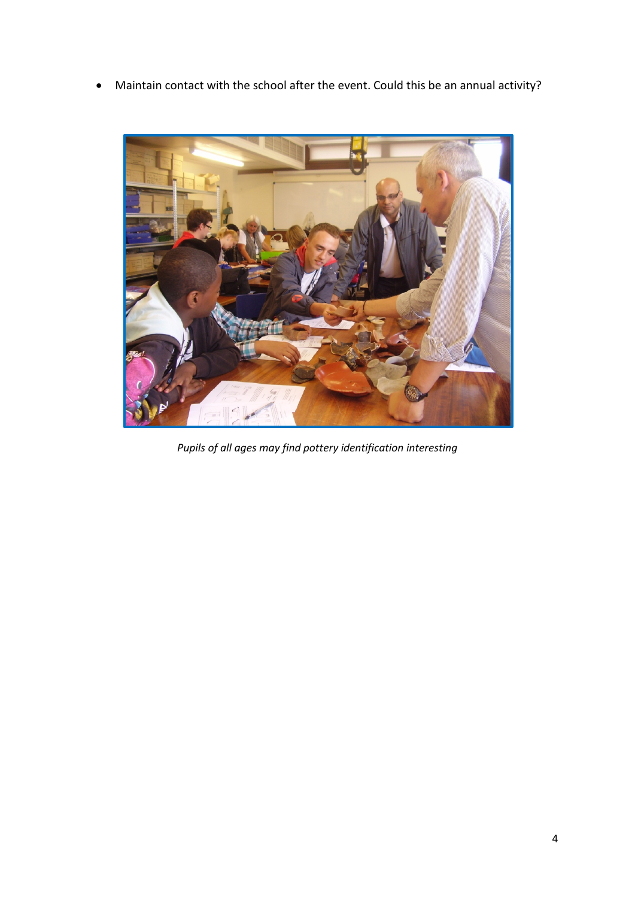- Maintain contact with the school after the event. Could this be an annual activity?

*Pupils of all ages may find pottery identification interesting*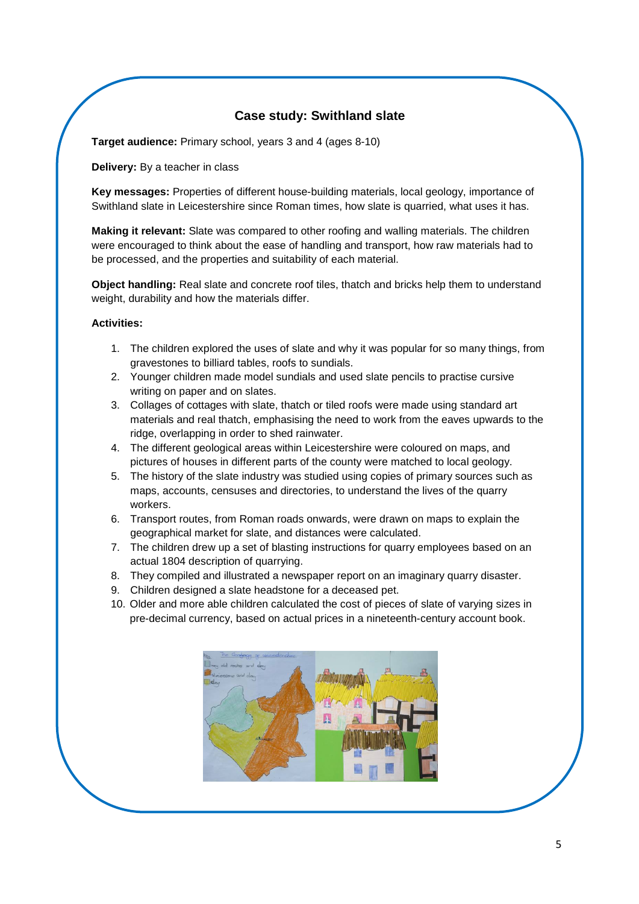## Case study: Swithland slate

**Target audience:** Primary school, years 3 and 4 (ages 8-10)

**Delivery:** By a teacher in class

**Key messages:** Properties of different house-building materials, local geology, importance of Swithland slate in Leicestershire since Roman times, how slate is quarried, what uses it has.

**Making it relevant:** Slate was compared to other roofing and walling materials. The children were encouraged to think about the ease of handling and transport, how raw materials had to be processed, and the properties and suitability of each material.

**Object handling:** Real slate and concrete roof tiles, thatch and bricks help them to understand weight, durability and how the materials differ.

**Activities:**

1. The children explored the uses of slate and why it was popular for so many things, from gravestones to billiard tables, roofs to sundials.
2. Younger children made model sundials and used slate pencils to practise cursive writing on paper and on slates.
3. Collages of cottages with slate, thatch or tiled roofs were made using standard art materials and real thatch, emphasising the need to work from the eaves upwards to the ridge, overlapping in order to shed rainwater.
4. The different geological areas within Leicestershire were coloured on maps, and pictures of houses in different parts of the county were matched to local geology.
5. The history of the slate industry was studied using copies of primary sources such as maps, accounts, censuses and directories, to understand the lives of the quarry workers.
6. Transport routes, from Roman roads onwards, were drawn on maps to explain the geographical market for slate, and distances were calculated.
7. The children drew up a set of blasting instructions for quarry employees based on an actual 1804 description of quarrying.
8. They compiled and illustrated a newspaper report on an imaginary quarry disaster.
9. Children designed a slate headstone for a deceased pet.
10. Older and more able children calculated the cost of pieces of slate of varying sizes in pre-decimal currency, based on actual prices in a nineteenth-century account book.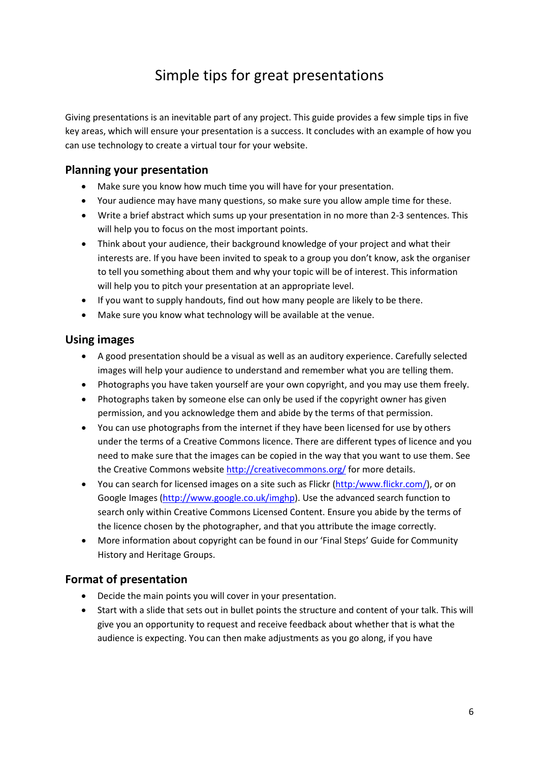# Simple tips for great presentations

Giving presentations is an inevitable part of any project. This guide provides a few simple tips in five key areas, which will ensure your presentation is a success. It concludes with an example of how you can use technology to create a virtual tour for your website.

## Planning your presentation

- Make sure you know how much time you will have for your presentation.
- Your audience may have many questions, so make sure you allow ample time for these.
- Write a brief abstract which sums up your presentation in no more than 2-3 sentences. This will help you to focus on the most important points.
- Think about your audience, their background knowledge of your project and what their interests are. If you have been invited to speak to a group you don't know, ask the organiser to tell you something about them and why your topic will be of interest. This information will help you to pitch your presentation at an appropriate level.
- If you want to supply handouts, find out how many people are likely to be there.
- Make sure you know what technology will be available at the venue.

## Using images

- A good presentation should be a visual as well as an auditory experience. Carefully selected images will help your audience to understand and remember what you are telling them.
- Photographs you have taken yourself are your own copyright, and you may use them freely.
- Photographs taken by someone else can only be used if the copyright owner has given permission, and you acknowledge them and abide by the terms of that permission.
- You can use photographs from the internet if they have been licensed for use by others under the terms of a Creative Commons licence. There are different types of licence and you need to make sure that the images can be copied in the way that you want to use them. See the Creative Commons website [http://creativecommons.org/](http://creativecommons.org/) for more details.
- You can search for licensed images on a site such as Flickr ([http:/www.flickr.com/](http:/www.flickr.com/)), or on Google Images ([http://www.google.co.uk/imghp](http://www.google.co.uk/imghp)). Use the advanced search function to search only within Creative Commons Licensed Content. Ensure you abide by the terms of the licence chosen by the photographer, and that you attribute the image correctly.
- More information about copyright can be found in our 'Final Steps' Guide for Community History and Heritage Groups.

## Format of presentation

- Decide the main points you will cover in your presentation.
- Start with a slide that sets out in bullet points the structure and content of your talk. This will give you an opportunity to request and receive feedback about whether that is what the audience is expecting. You can then make adjustments as you go along, if you have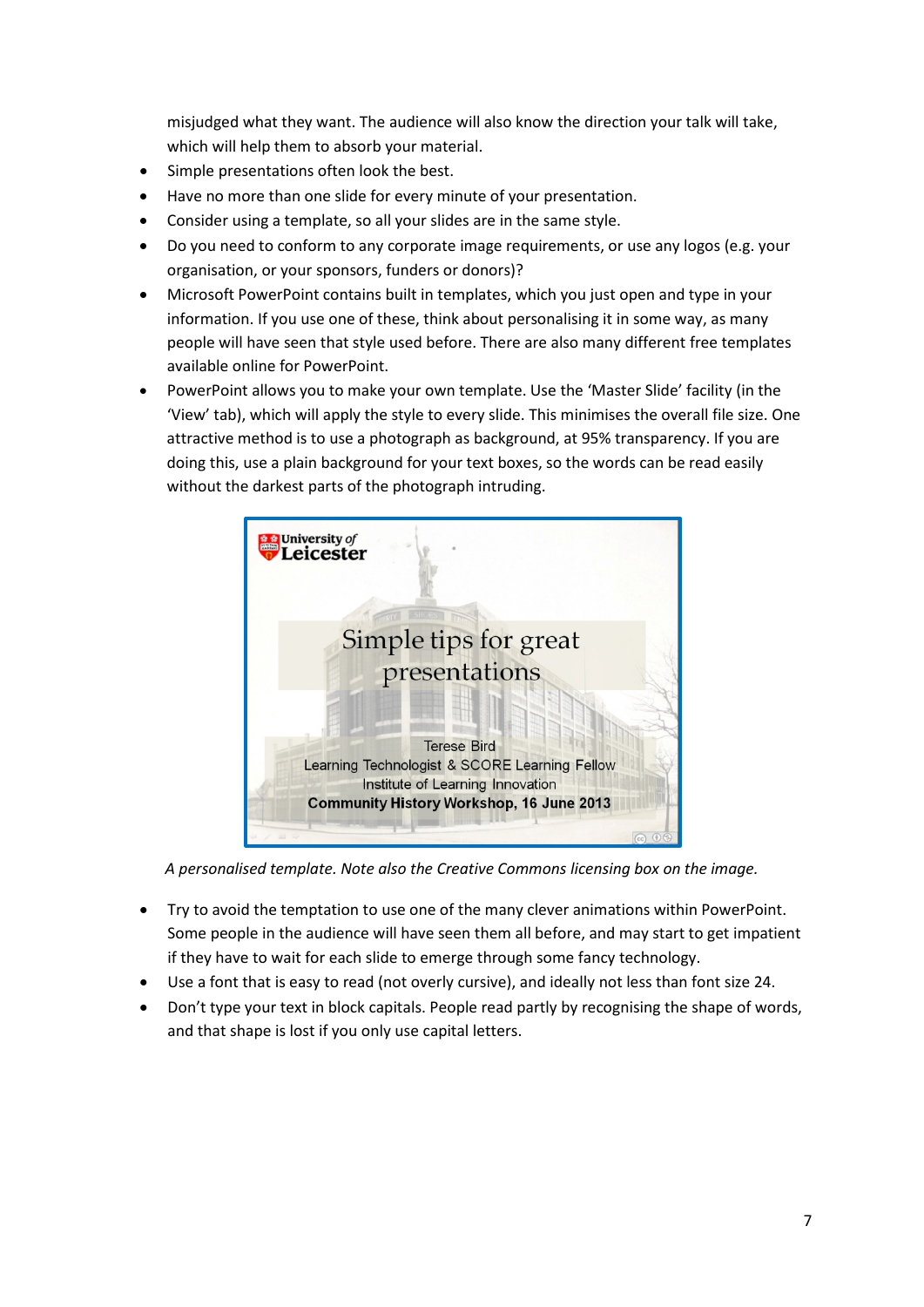misjudged what they want. The audience will also know the direction your talk will take, which will help them to absorb your material.

- Simple presentations often look the best.
- Have no more than one slide for every minute of your presentation.
- Consider using a template, so all your slides are in the same style.
- Do you need to conform to any corporate image requirements, or use any logos (e.g. your organisation, or your sponsors, funders or donors)?
- Microsoft PowerPoint contains built in templates, which you just open and type in your information. If you use one of these, think about personalising it in some way, as many people will have seen that style used before. There are also many different free templates available online for PowerPoint.
- PowerPoint allows you to make your own template. Use the 'Master Slide' facility (in the 'View' tab), which will apply the style to every slide. This minimises the overall file size. One attractive method is to use a photograph as background, at 95% transparency. If you are doing this, use a plain background for your text boxes, so the words can be read easily without the darkest parts of the photograph intruding.

*A personalised template. Note also the Creative Commons licensing box on the image.*

- Try to avoid the temptation to use one of the many clever animations within PowerPoint. Some people in the audience will have seen them all before, and may start to get impatient if they have to wait for each slide to emerge through some fancy technology.
- Use a font that is easy to read (not overly cursive), and ideally not less than font size 24.
- Don't type your text in block capitals. People read partly by recognising the shape of words, and that shape is lost if you only use capital letters.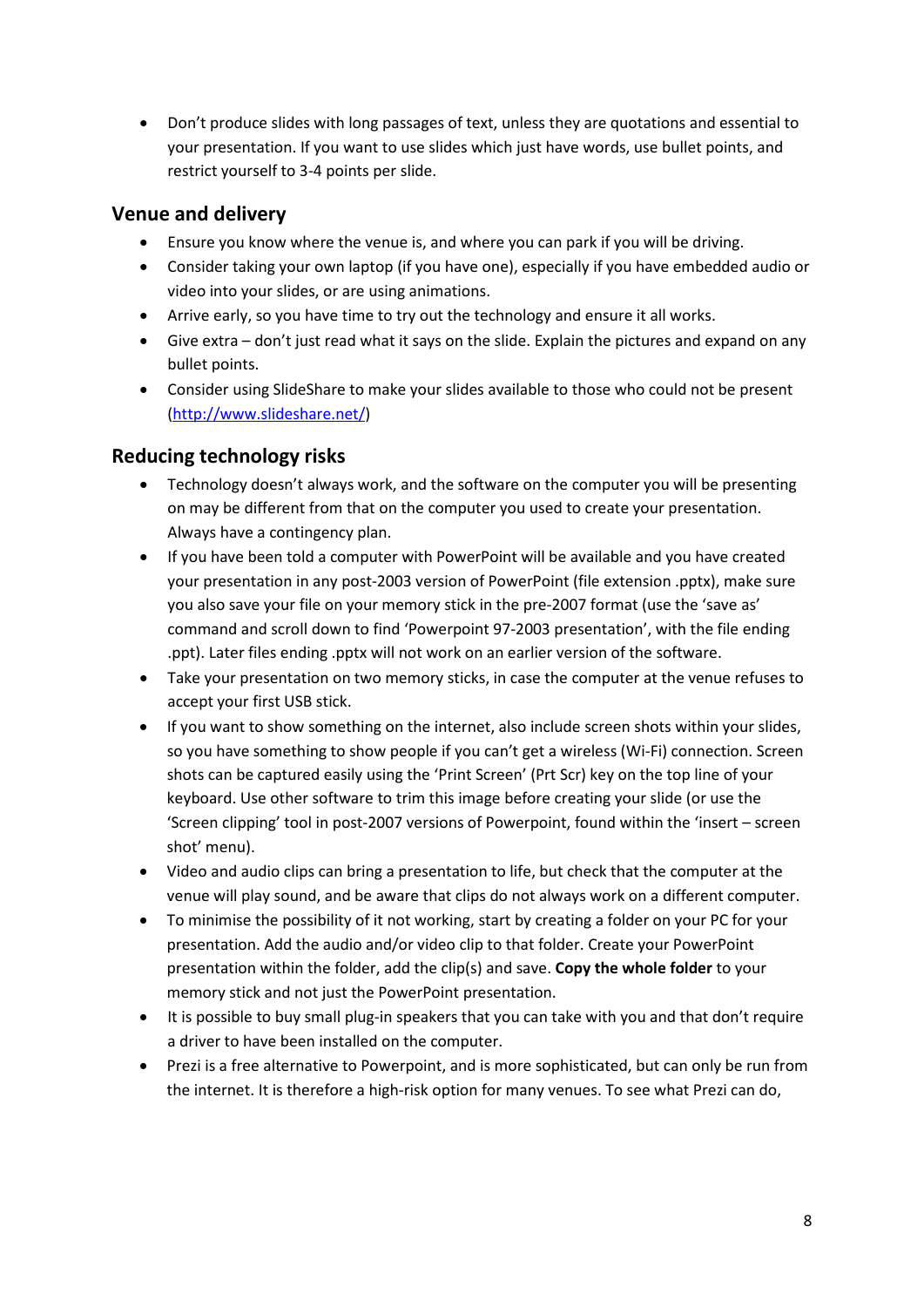- Don't produce slides with long passages of text, unless they are quotations and essential to your presentation. If you want to use slides which just have words, use bullet points, and restrict yourself to 3-4 points per slide.

## Venue and delivery

- Ensure you know where the venue is, and where you can park if you will be driving.
- Consider taking your own laptop (if you have one), especially if you have embedded audio or video into your slides, or are using animations.
- Arrive early, so you have time to try out the technology and ensure it all works.
- Give extra – don't just read what it says on the slide. Explain the pictures and expand on any bullet points.
- Consider using SlideShare to make your slides available to those who could not be present ([http://www.slideshare.net/](http://www.slideshare.net/))

## Reducing technology risks

- Technology doesn't always work, and the software on the computer you will be presenting on may be different from that on the computer you used to create your presentation. Always have a contingency plan.
- If you have been told a computer with PowerPoint will be available and you have created your presentation in any post-2003 version of PowerPoint (file extension .pptx), make sure you also save your file on your memory stick in the pre-2007 format (use the 'save as' command and scroll down to find 'Powerpoint 97-2003 presentation', with the file ending .ppt). Later files ending .pptx will not work on an earlier version of the software.
- Take your presentation on two memory sticks, in case the computer at the venue refuses to accept your first USB stick.
- If you want to show something on the internet, also include screen shots within your slides, so you have something to show people if you can't get a wireless (Wi-Fi) connection. Screen shots can be captured easily using the 'Print Screen' (Prt Scr) key on the top line of your keyboard. Use other software to trim this image before creating your slide (or use the 'Screen clipping' tool in post-2007 versions of Powerpoint, found within the 'insert – screen shot' menu).
- Video and audio clips can bring a presentation to life, but check that the computer at the venue will play sound, and be aware that clips do not always work on a different computer.
- To minimise the possibility of it not working, start by creating a folder on your PC for your presentation. Add the audio and/or video clip to that folder. Create your PowerPoint presentation within the folder, add the clip(s) and save. **Copy the whole folder** to your memory stick and not just the PowerPoint presentation.
- It is possible to buy small plug-in speakers that you can take with you and that don't require a driver to have been installed on the computer.
- Prezi is a free alternative to Powerpoint, and is more sophisticated, but can only be run from the internet. It is therefore a high-risk option for many venues. To see what Prezi can do,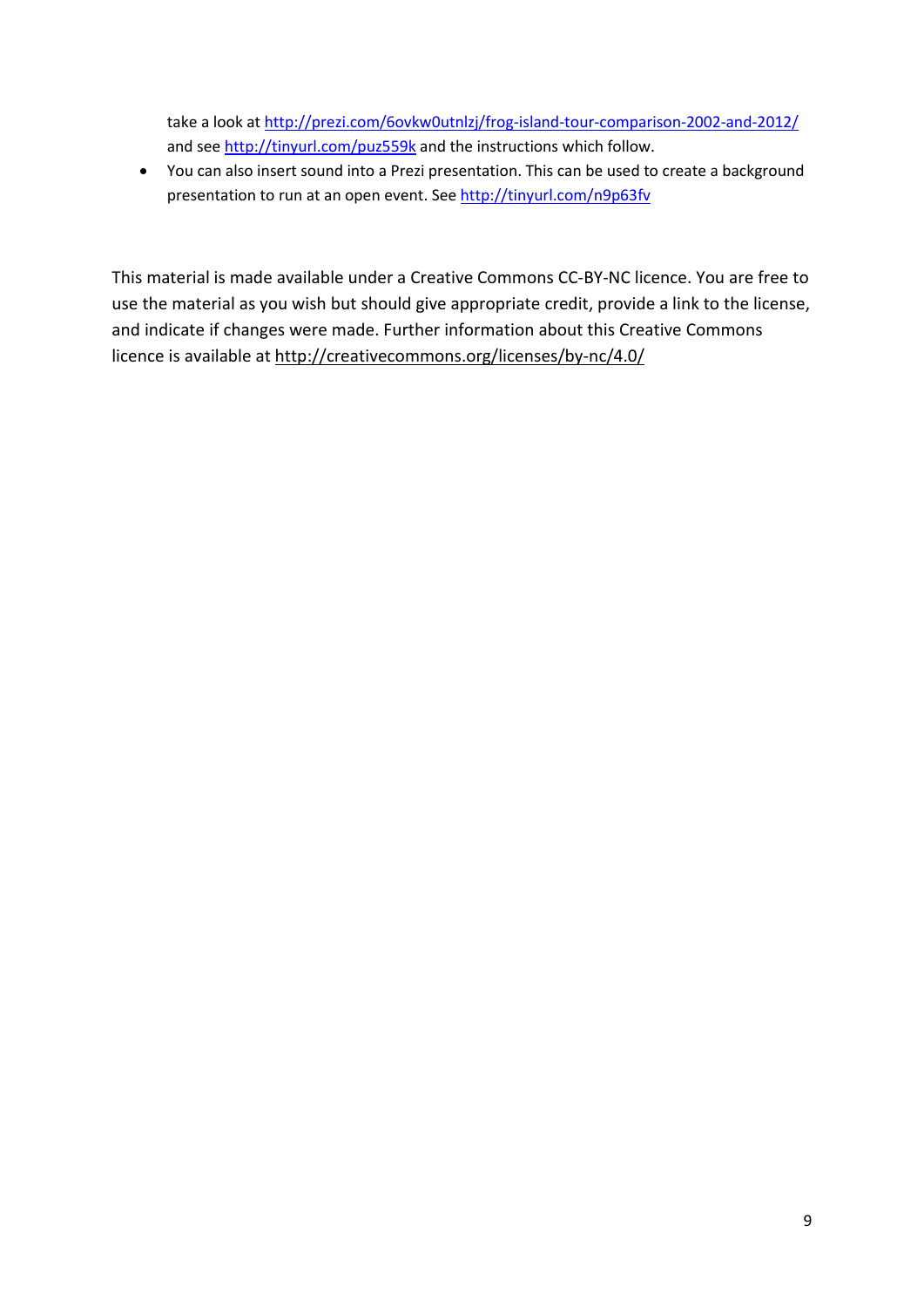take a look at http://prezi.com/6ovkw0utnlzj/frog-island-tour-comparison-2002-and-2012/ and see http://tinyurl.com/puz559k and the instructions which follow.

- You can also insert sound into a Prezi presentation. This can be used to create a background presentation to run at an open event. See http://tinyurl.com/n9p63fv

This material is made available under a Creative Commons CC-BY-NC licence. You are free to use the material as you wish but should give appropriate credit, provide a link to the license, and indicate if changes were made. Further information about this Creative Commons licence is available at http://creativecommons.org/licenses/by-nc/4.0/